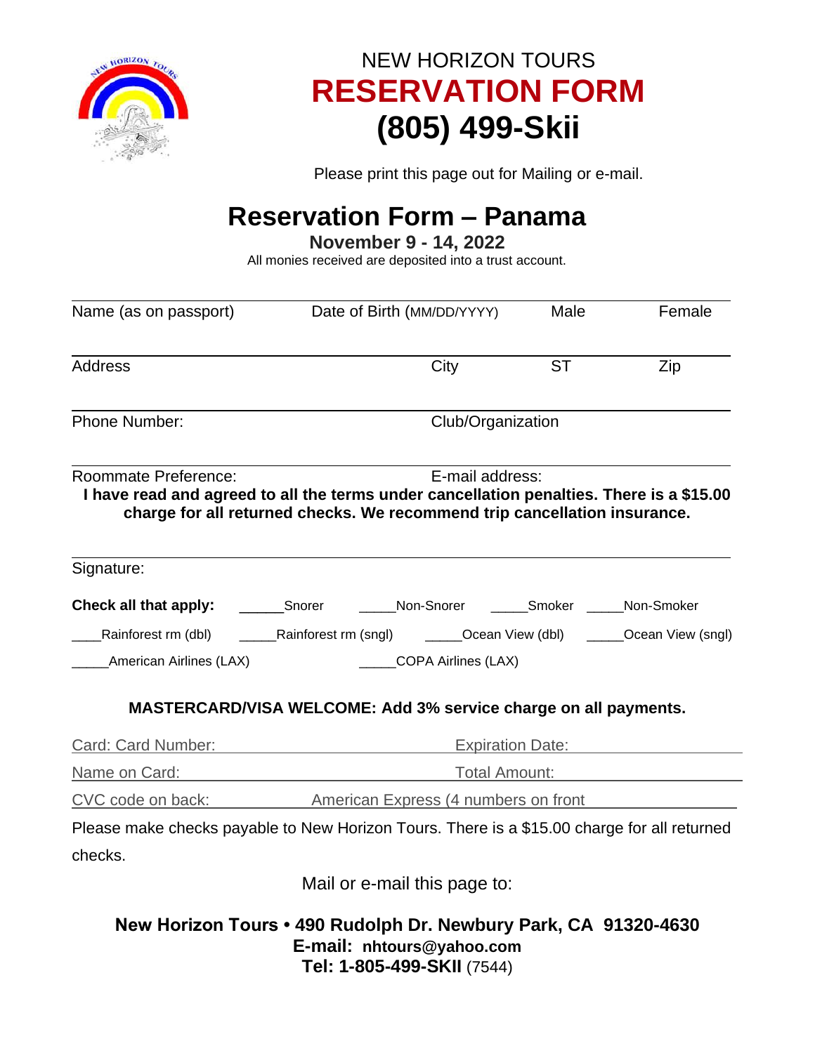NEW HORIZON TOURS

# RESERVATION FORM

# (805) 499-Skii

Please print this page out for Mailing or e-mail.

## Reservation Form – Panama

**November 9 - 14, 2022**

All monies received are deposited into a trust account.

Name (as on passport) Date of Birth (MM/DD/YYYY) Male Female

Address City ST Zip

Phone Number: Club/Organization

Roommate Preference: E-mail address:

**I have read and agreed to all the terms under cancellation penalties. There is a $15.00 charge for all returned checks. We recommend trip cancellation insurance.**

Signature:

**Check all that apply:** ______Snorer _____Non-Snorer _____Smoker _____Non-Smoker

____Rainforest rm (dbl) _____Rainforest rm (sngl) _____Ocean View (dbl) _____Ocean View (sngl)

_____American Airlines (LAX) _____COPA Airlines (LAX)

**MASTERCARD/VISA WELCOME: Add 3% service charge on all payments.**

Card: Card Number: Expiration Date:

Name on Card: Total Amount:

CVC code on back: American Express (4 numbers on front

Please make checks payable to New Horizon Tours. There is a $15.00 charge for all returned checks.

Mail or e-mail this page to:

**New Horizon Tours • 490 Rudolph Dr. Newbury Park, CA 91320-4630**
**E-mail: nhtours@yahoo.com**
**Tel: 1-805-499-SKII** (7544)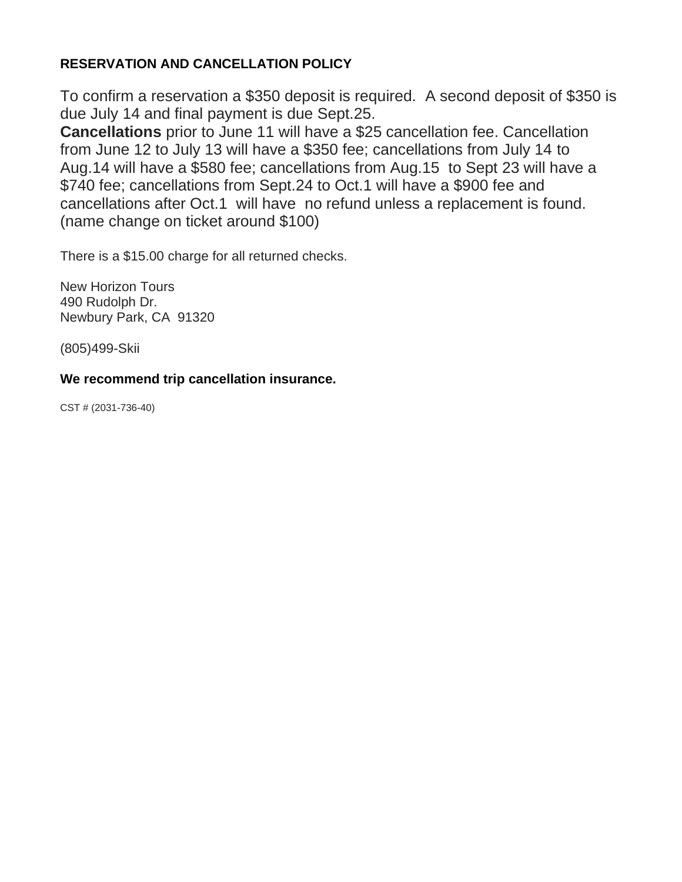**RESERVATION AND CANCELLATION POLICY**

To confirm a reservation a $350 deposit is required. A second deposit of $350 is due July 14 and final payment is due Sept.25.
**Cancellations** prior to June 11 will have a $25 cancellation fee. Cancellation from June 12 to July 13 will have a $350 fee; cancellations from July 14 to Aug.14 will have a $580 fee; cancellations from Aug.15 to Sept 23 will have a $740 fee; cancellations from Sept.24 to Oct.1 will have a $900 fee and cancellations after Oct.1 will have no refund unless a replacement is found. (name change on ticket around $100)

There is a $15.00 charge for all returned checks.

New Horizon Tours
490 Rudolph Dr.
Newbury Park, CA 91320

(805)499-Skii

**We recommend trip cancellation insurance.**

CST # (2031-736-40)